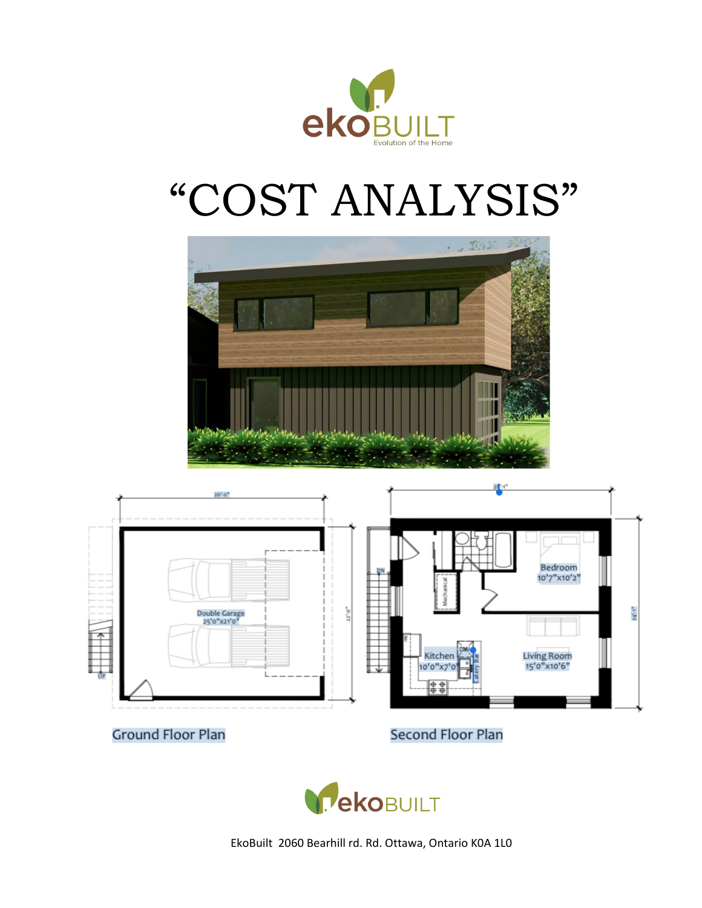# "COST ANALYSIS"

Ground Floor Plan

Second Floor Plan

EkoBuilt 2060 Bearhill rd. Rd. Ottawa, Ontario K0A 1L0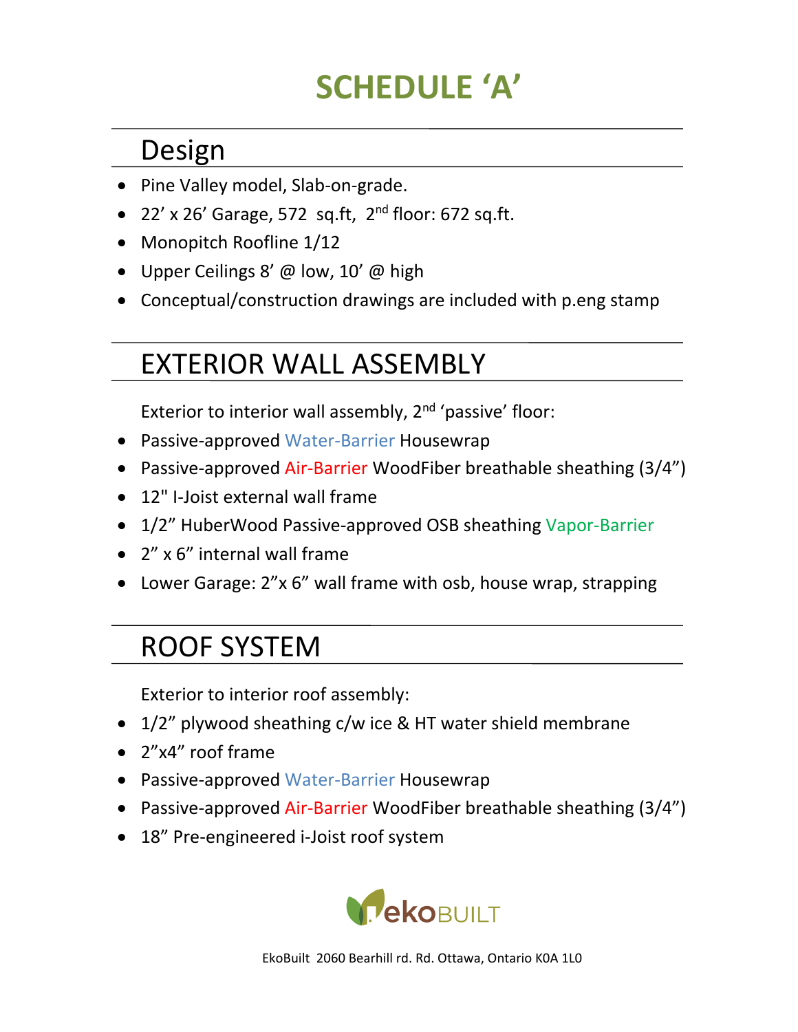# SCHEDULE 'A'

## Design

- Pine Valley model, Slab-on-grade.
- 22' x 26' Garage, 572 sq.ft, 2nd floor: 672 sq.ft.
- Monopitch Roofline 1/12
- Upper Ceilings 8' @ low, 10' @ high
- Conceptual/construction drawings are included with p.eng stamp

## EXTERIOR WALL ASSEMBLY

Exterior to interior wall assembly, 2nd 'passive' floor:

- Passive-approved Water-Barrier Housewrap
- Passive-approved Air-Barrier WoodFiber breathable sheathing (3/4")
- 12" I-Joist external wall frame
- 1/2" HuberWood Passive-approved OSB sheathing Vapor-Barrier
- 2" x 6" internal wall frame
- Lower Garage: 2"x 6" wall frame with osb, house wrap, strapping

## ROOF SYSTEM

Exterior to interior roof assembly:

- 1/2" plywood sheathing c/w ice & HT water shield membrane
- 2"x4" roof frame
- Passive-approved Water-Barrier Housewrap
- Passive-approved Air-Barrier WoodFiber breathable sheathing (3/4")
- 18" Pre-engineered i-Joist roof system

ekoBUILT

EkoBuilt 2060 Bearhill rd. Rd. Ottawa, Ontario K0A 1L0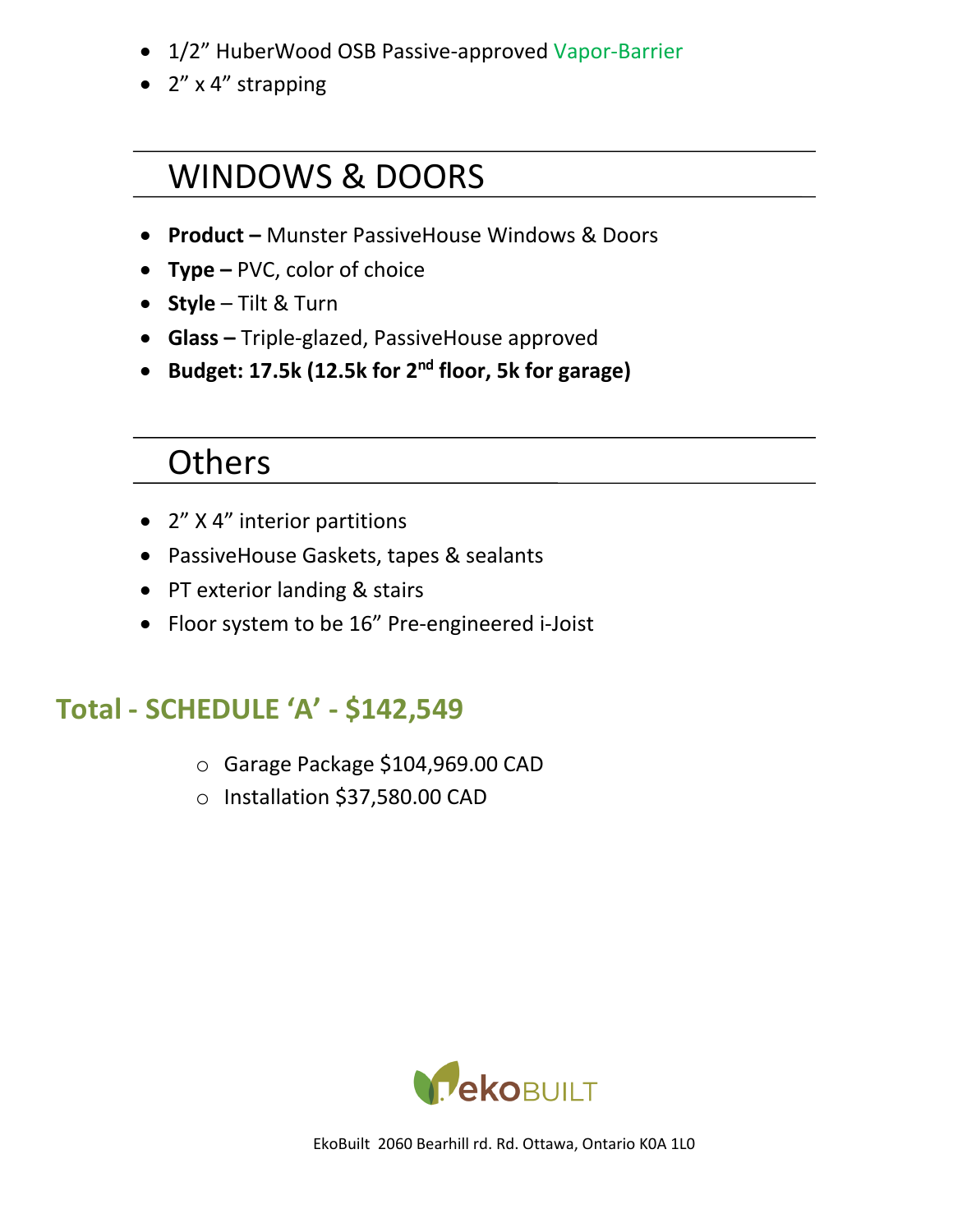- 1/2” HuberWood OSB Passive-approved Vapor-Barrier
- 2” x 4” strapping

## WINDOWS & DOORS

- **Product –** Munster PassiveHouse Windows & Doors
- **Type –** PVC, color of choice
- **Style** – Tilt & Turn
- **Glass –** Triple-glazed, PassiveHouse approved
- **Budget: 17.5k (12.5k for 2nd floor, 5k for garage)**

## Others

- 2” X 4” interior partitions
- PassiveHouse Gaskets, tapes & sealants
- PT exterior landing & stairs
- Floor system to be 16” Pre-engineered i-Joist

## Total - SCHEDULE ‘A’ - $142,549

- Garage Package $104,969.00 CAD
- Installation $37,580.00 CAD

ekoBUILT

EkoBuilt 2060 Bearhill rd. Rd. Ottawa, Ontario K0A 1L0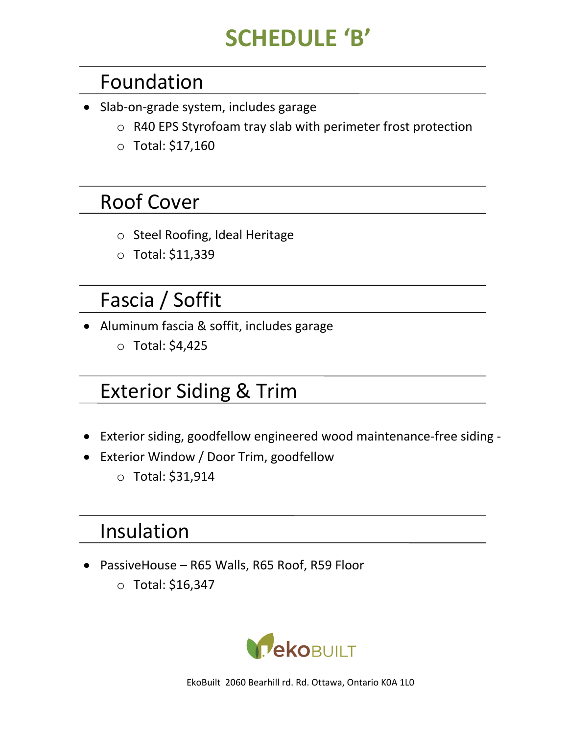# SCHEDULE 'B'

## Foundation

- Slab-on-grade system, includes garage
  - R40 EPS Styrofoam tray slab with perimeter frost protection
  - Total: $17,160

## Roof Cover

  - Steel Roofing, Ideal Heritage
  - Total: $11,339

## Fascia / Soffit

- Aluminum fascia & soffit, includes garage
  - Total: $4,425

## Exterior Siding & Trim

- Exterior siding, goodfellow engineered wood maintenance-free siding -
- Exterior Window / Door Trim, goodfellow
  - Total: $31,914

## Insulation

- PassiveHouse – R65 Walls, R65 Roof, R59 Floor
  - Total: $16,347

ekoBUILT

EkoBuilt 2060 Bearhill rd. Rd. Ottawa, Ontario K0A 1L0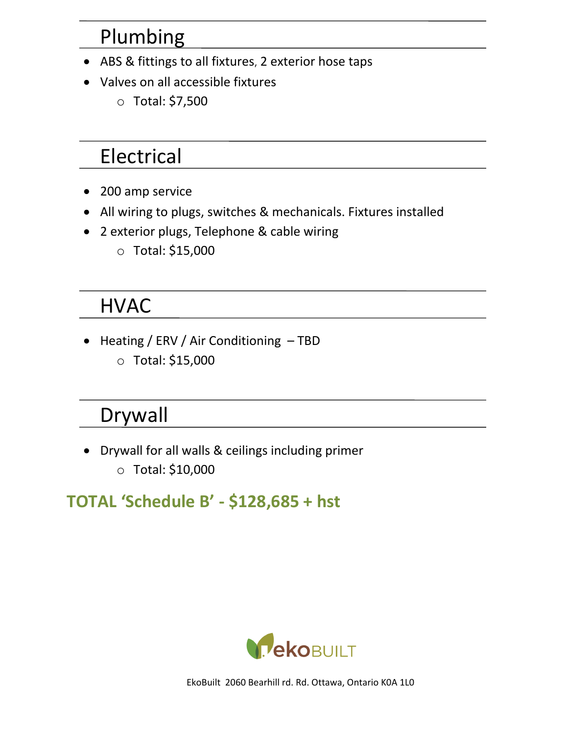## Plumbing

- ABS & fittings to all fixtures, 2 exterior hose taps
- Valves on all accessible fixtures
  - Total: $7,500

## Electrical

- 200 amp service
- All wiring to plugs, switches & mechanicals. Fixtures installed
- 2 exterior plugs, Telephone & cable wiring
  - Total: $15,000

## HVAC

- Heating / ERV / Air Conditioning – TBD
  - Total: $15,000

## Drywall

- Drywall for all walls & ceilings including primer
  - Total: $10,000

**TOTAL 'Schedule B' - $128,685 + hst**

ekoBUILT

EkoBuilt 2060 Bearhill rd. Rd. Ottawa, Ontario K0A 1L0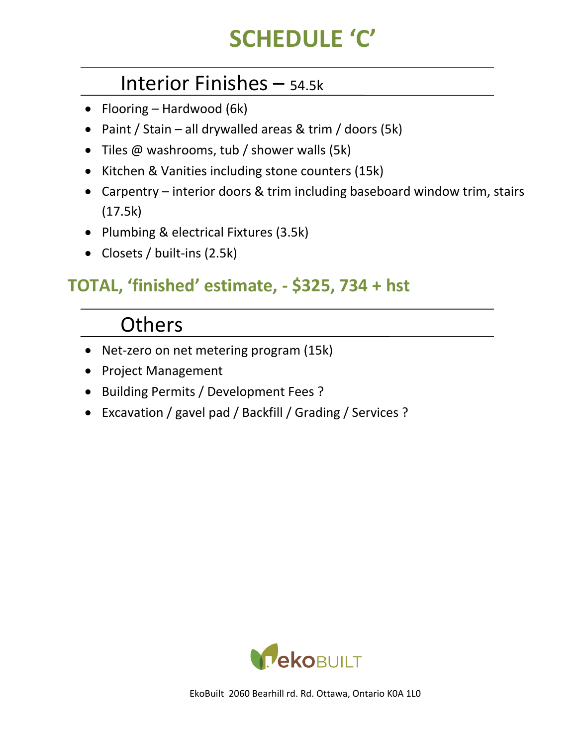# SCHEDULE 'C'

## Interior Finishes – 54.5k

- Flooring – Hardwood (6k)
- Paint / Stain – all drywalled areas & trim / doors (5k)
- Tiles @ washrooms, tub / shower walls (5k)
- Kitchen & Vanities including stone counters (15k)
- Carpentry – interior doors & trim including baseboard window trim, stairs (17.5k)
- Plumbing & electrical Fixtures (3.5k)
- Closets / built-ins (2.5k)

**TOTAL, 'finished' estimate, - $325, 734 + hst**

## Others

- Net-zero on net metering program (15k)
- Project Management
- Building Permits / Development Fees ?
- Excavation / gavel pad / Backfill / Grading / Services ?

ekoBUILT

EkoBuilt 2060 Bearhill rd. Rd. Ottawa, Ontario K0A 1L0